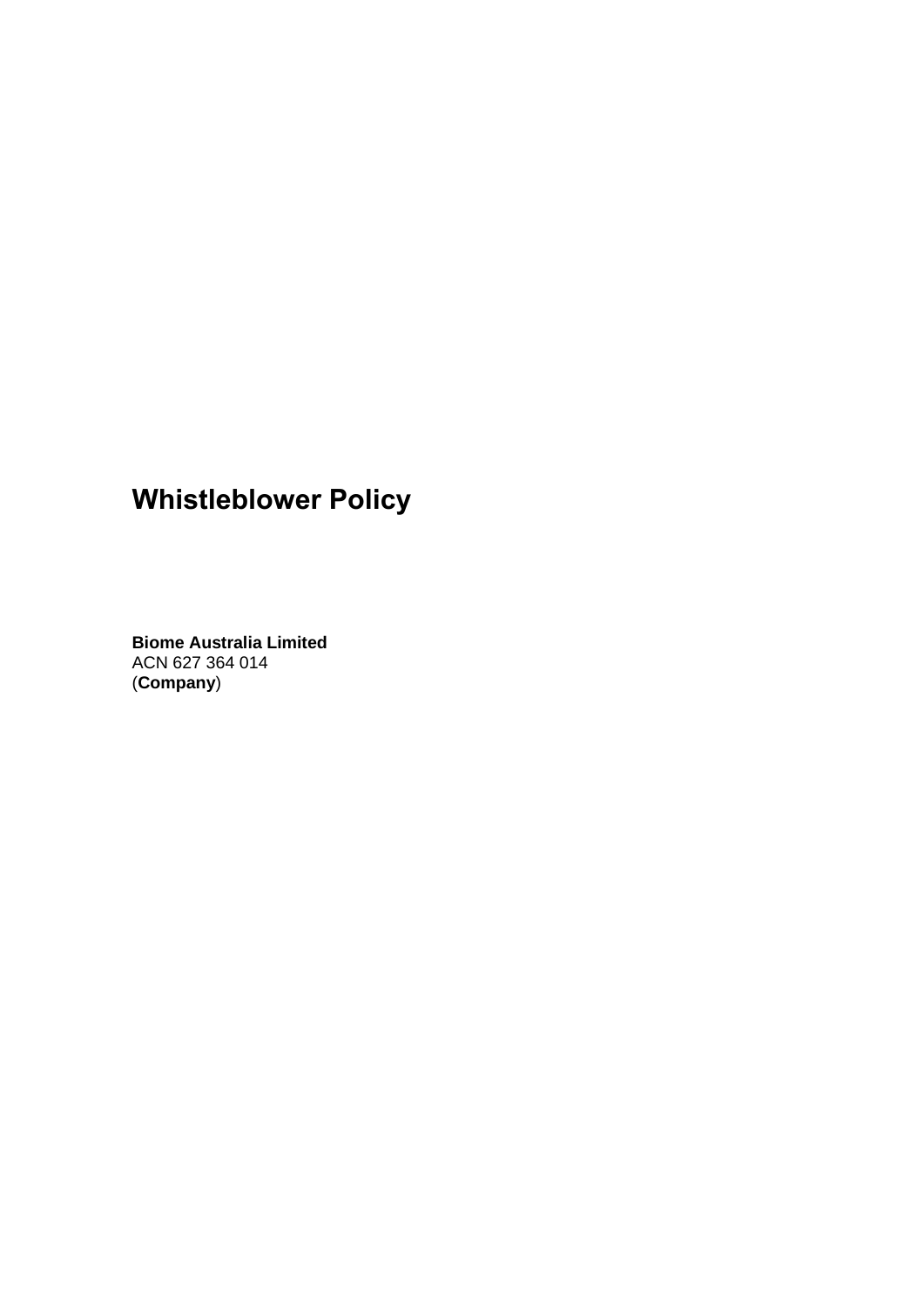# Whistleblower Policy

**Biome Australia Limited**
ACN 627 364 014
(**Company**)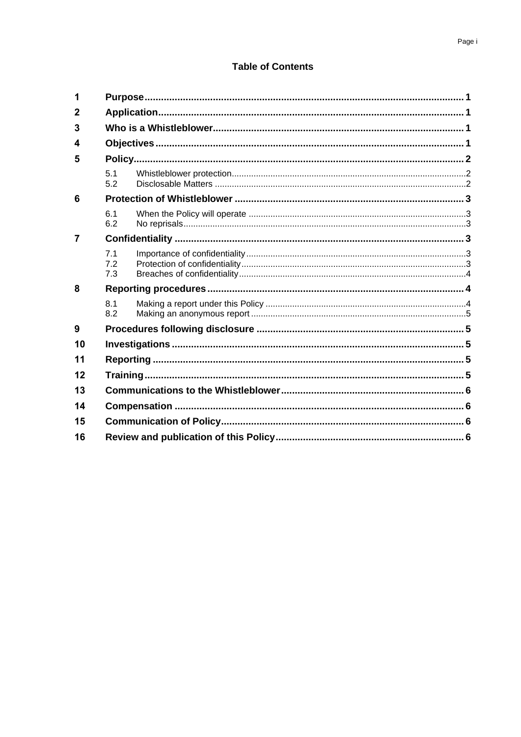## Table of Contents

| | | |
|---|---|---|
| **1** | **Purpose** | **1** |
| **2** | **Application** | **1** |
| **3** | **Who is a Whistleblower** | **1** |
| **4** | **Objectives** | **1** |
| **5** | **Policy** | **2** |
| 5.1 | Whistleblower protection | 2 |
| 5.2 | Disclosable Matters | 2 |
| **6** | **Protection of Whistleblower** | **3** |
| 6.1 | When the Policy will operate | 3 |
| 6.2 | No reprisals | 3 |
| **7** | **Confidentiality** | **3** |
| 7.1 | Importance of confidentiality | 3 |
| 7.2 | Protection of confidentiality | 3 |
| 7.3 | Breaches of confidentiality | 4 |
| **8** | **Reporting procedures** | **4** |
| 8.1 | Making a report under this Policy | 4 |
| 8.2 | Making an anonymous report | 5 |
| **9** | **Procedures following disclosure** | **5** |
| **10** | **Investigations** | **5** |
| **11** | **Reporting** | **5** |
| **12** | **Training** | **5** |
| **13** | **Communications to the Whistleblower** | **6** |
| **14** | **Compensation** | **6** |
| **15** | **Communication of Policy** | **6** |
| **16** | **Review and publication of this Policy** | **6** |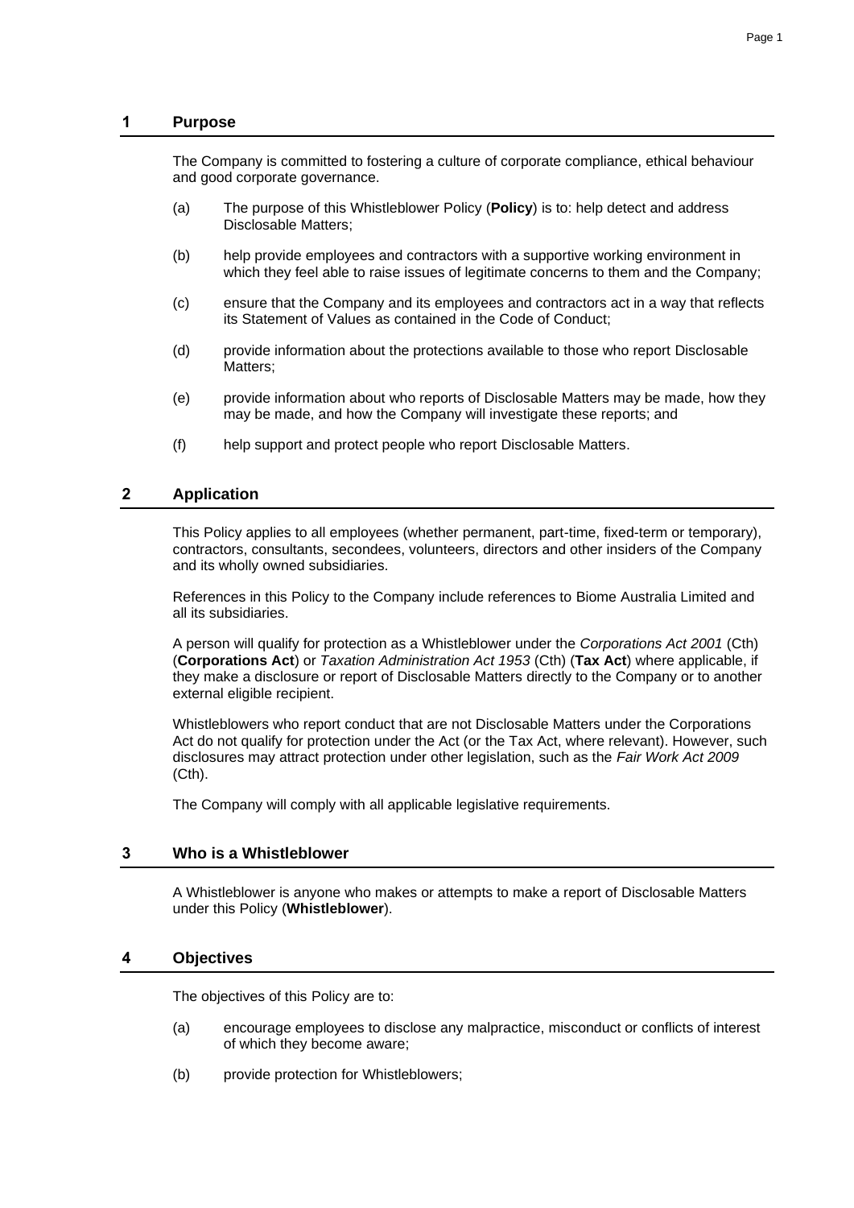## 1 Purpose

The Company is committed to fostering a culture of corporate compliance, ethical behaviour and good corporate governance.

(a) The purpose of this Whistleblower Policy (**Policy**) is to: help detect and address Disclosable Matters;

(b) help provide employees and contractors with a supportive working environment in which they feel able to raise issues of legitimate concerns to them and the Company;

(c) ensure that the Company and its employees and contractors act in a way that reflects its Statement of Values as contained in the Code of Conduct;

(d) provide information about the protections available to those who report Disclosable Matters;

(e) provide information about who reports of Disclosable Matters may be made, how they may be made, and how the Company will investigate these reports; and

(f) help support and protect people who report Disclosable Matters.

## 2 Application

This Policy applies to all employees (whether permanent, part-time, fixed-term or temporary), contractors, consultants, secondees, volunteers, directors and other insiders of the Company and its wholly owned subsidiaries.

References in this Policy to the Company include references to Biome Australia Limited and all its subsidiaries.

A person will qualify for protection as a Whistleblower under the *Corporations Act 2001* (Cth) (**Corporations Act**) or *Taxation Administration Act 1953* (Cth) (**Tax Act**) where applicable, if they make a disclosure or report of Disclosable Matters directly to the Company or to another external eligible recipient.

Whistleblowers who report conduct that are not Disclosable Matters under the Corporations Act do not qualify for protection under the Act (or the Tax Act, where relevant). However, such disclosures may attract protection under other legislation, such as the *Fair Work Act 2009* (Cth).

The Company will comply with all applicable legislative requirements.

## 3 Who is a Whistleblower

A Whistleblower is anyone who makes or attempts to make a report of Disclosable Matters under this Policy (**Whistleblower**).

## 4 Objectives

The objectives of this Policy are to:

(a) encourage employees to disclose any malpractice, misconduct or conflicts of interest of which they become aware;

(b) provide protection for Whistleblowers;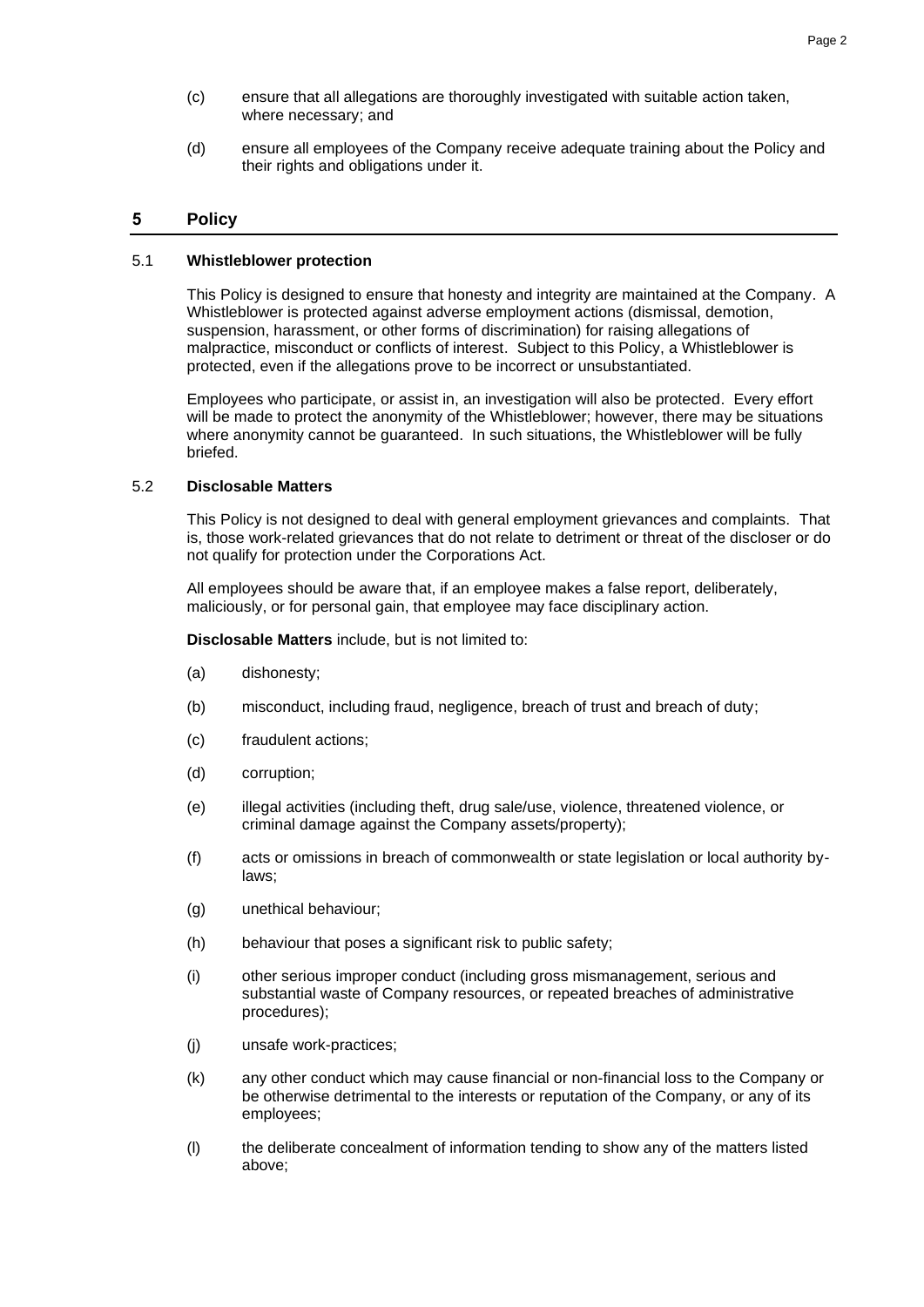(c) ensure that all allegations are thoroughly investigated with suitable action taken, where necessary; and

(d) ensure all employees of the Company receive adequate training about the Policy and their rights and obligations under it.

## 5 Policy

### 5.1 Whistleblower protection

This Policy is designed to ensure that honesty and integrity are maintained at the Company. A Whistleblower is protected against adverse employment actions (dismissal, demotion, suspension, harassment, or other forms of discrimination) for raising allegations of malpractice, misconduct or conflicts of interest. Subject to this Policy, a Whistleblower is protected, even if the allegations prove to be incorrect or unsubstantiated.

Employees who participate, or assist in, an investigation will also be protected. Every effort will be made to protect the anonymity of the Whistleblower; however, there may be situations where anonymity cannot be guaranteed. In such situations, the Whistleblower will be fully briefed.

### 5.2 Disclosable Matters

This Policy is not designed to deal with general employment grievances and complaints. That is, those work-related grievances that do not relate to detriment or threat of the discloser or do not qualify for protection under the Corporations Act.

All employees should be aware that, if an employee makes a false report, deliberately, maliciously, or for personal gain, that employee may face disciplinary action.

**Disclosable Matters** include, but is not limited to:

(a) dishonesty;

(b) misconduct, including fraud, negligence, breach of trust and breach of duty;

(c) fraudulent actions;

(d) corruption;

(e) illegal activities (including theft, drug sale/use, violence, threatened violence, or criminal damage against the Company assets/property);

(f) acts or omissions in breach of commonwealth or state legislation or local authority by-laws;

(g) unethical behaviour;

(h) behaviour that poses a significant risk to public safety;

(i) other serious improper conduct (including gross mismanagement, serious and substantial waste of Company resources, or repeated breaches of administrative procedures);

(j) unsafe work-practices;

(k) any other conduct which may cause financial or non-financial loss to the Company or be otherwise detrimental to the interests or reputation of the Company, or any of its employees;

(l) the deliberate concealment of information tending to show any of the matters listed above;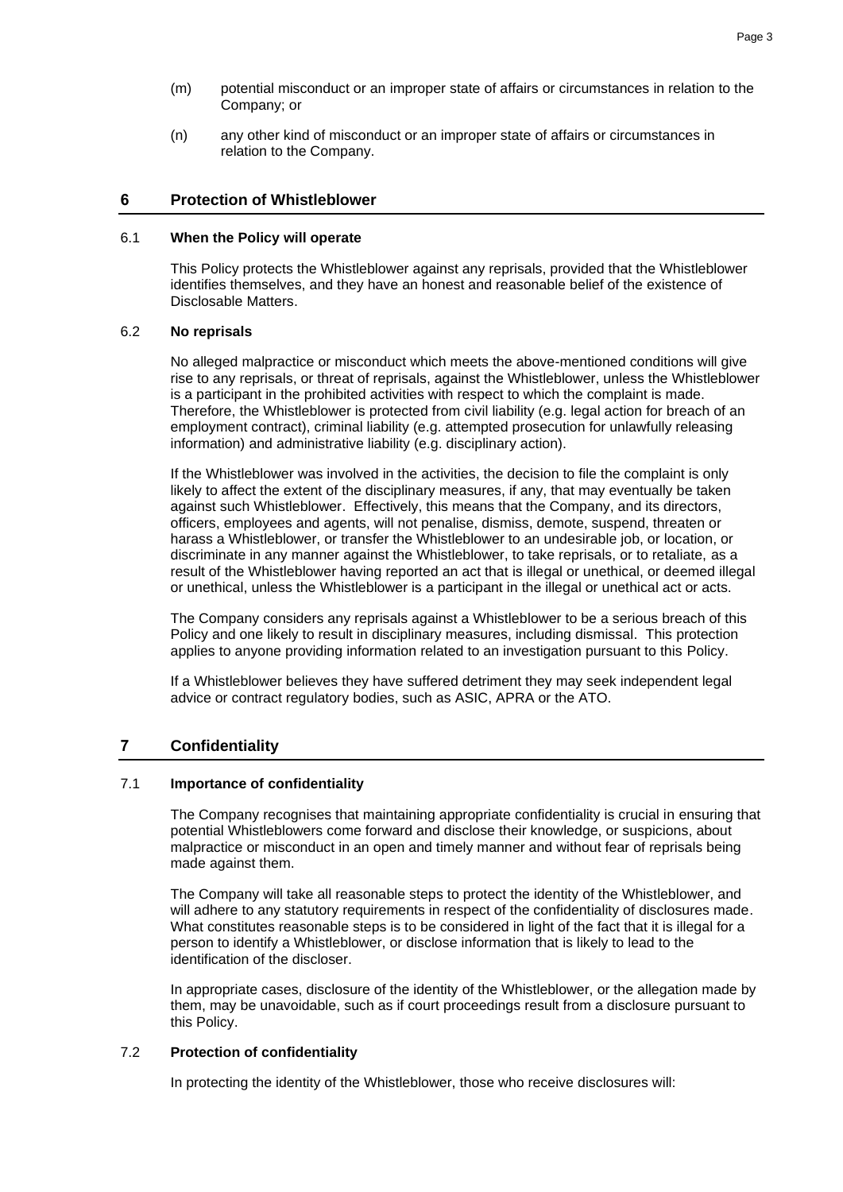(m) potential misconduct or an improper state of affairs or circumstances in relation to the Company; or

(n) any other kind of misconduct or an improper state of affairs or circumstances in relation to the Company.

## 6 Protection of Whistleblower

### 6.1 When the Policy will operate

This Policy protects the Whistleblower against any reprisals, provided that the Whistleblower identifies themselves, and they have an honest and reasonable belief of the existence of Disclosable Matters.

### 6.2 No reprisals

No alleged malpractice or misconduct which meets the above-mentioned conditions will give rise to any reprisals, or threat of reprisals, against the Whistleblower, unless the Whistleblower is a participant in the prohibited activities with respect to which the complaint is made. Therefore, the Whistleblower is protected from civil liability (e.g. legal action for breach of an employment contract), criminal liability (e.g. attempted prosecution for unlawfully releasing information) and administrative liability (e.g. disciplinary action).

If the Whistleblower was involved in the activities, the decision to file the complaint is only likely to affect the extent of the disciplinary measures, if any, that may eventually be taken against such Whistleblower. Effectively, this means that the Company, and its directors, officers, employees and agents, will not penalise, dismiss, demote, suspend, threaten or harass a Whistleblower, or transfer the Whistleblower to an undesirable job, or location, or discriminate in any manner against the Whistleblower, to take reprisals, or to retaliate, as a result of the Whistleblower having reported an act that is illegal or unethical, or deemed illegal or unethical, unless the Whistleblower is a participant in the illegal or unethical act or acts.

The Company considers any reprisals against a Whistleblower to be a serious breach of this Policy and one likely to result in disciplinary measures, including dismissal. This protection applies to anyone providing information related to an investigation pursuant to this Policy.

If a Whistleblower believes they have suffered detriment they may seek independent legal advice or contract regulatory bodies, such as ASIC, APRA or the ATO.

## 7 Confidentiality

### 7.1 Importance of confidentiality

The Company recognises that maintaining appropriate confidentiality is crucial in ensuring that potential Whistleblowers come forward and disclose their knowledge, or suspicions, about malpractice or misconduct in an open and timely manner and without fear of reprisals being made against them.

The Company will take all reasonable steps to protect the identity of the Whistleblower, and will adhere to any statutory requirements in respect of the confidentiality of disclosures made. What constitutes reasonable steps is to be considered in light of the fact that it is illegal for a person to identify a Whistleblower, or disclose information that is likely to lead to the identification of the discloser.

In appropriate cases, disclosure of the identity of the Whistleblower, or the allegation made by them, may be unavoidable, such as if court proceedings result from a disclosure pursuant to this Policy.

### 7.2 Protection of confidentiality

In protecting the identity of the Whistleblower, those who receive disclosures will: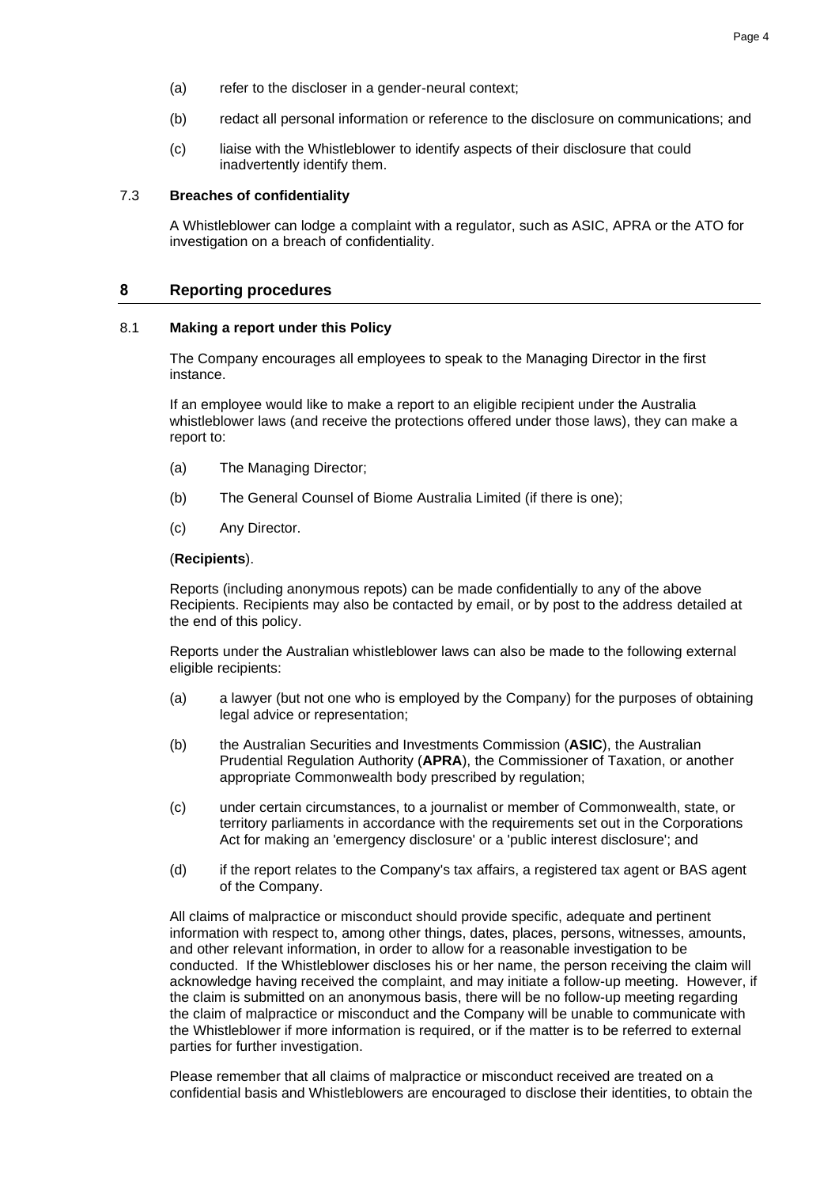(a) refer to the discloser in a gender-neural context;

(b) redact all personal information or reference to the disclosure on communications; and

(c) liaise with the Whistleblower to identify aspects of their disclosure that could inadvertently identify them.

### 7.3 Breaches of confidentiality

A Whistleblower can lodge a complaint with a regulator, such as ASIC, APRA or the ATO for investigation on a breach of confidentiality.

## 8 Reporting procedures

### 8.1 Making a report under this Policy

The Company encourages all employees to speak to the Managing Director in the first instance.

If an employee would like to make a report to an eligible recipient under the Australia whistleblower laws (and receive the protections offered under those laws), they can make a report to:

(a) The Managing Director;

(b) The General Counsel of Biome Australia Limited (if there is one);

(c) Any Director.

(**Recipients**).

Reports (including anonymous repots) can be made confidentially to any of the above Recipients. Recipients may also be contacted by email, or by post to the address detailed at the end of this policy.

Reports under the Australian whistleblower laws can also be made to the following external eligible recipients:

(a) a lawyer (but not one who is employed by the Company) for the purposes of obtaining legal advice or representation;

(b) the Australian Securities and Investments Commission (**ASIC**), the Australian Prudential Regulation Authority (**APRA**), the Commissioner of Taxation, or another appropriate Commonwealth body prescribed by regulation;

(c) under certain circumstances, to a journalist or member of Commonwealth, state, or territory parliaments in accordance with the requirements set out in the Corporations Act for making an 'emergency disclosure' or a 'public interest disclosure'; and

(d) if the report relates to the Company's tax affairs, a registered tax agent or BAS agent of the Company.

All claims of malpractice or misconduct should provide specific, adequate and pertinent information with respect to, among other things, dates, places, persons, witnesses, amounts, and other relevant information, in order to allow for a reasonable investigation to be conducted. If the Whistleblower discloses his or her name, the person receiving the claim will acknowledge having received the complaint, and may initiate a follow-up meeting. However, if the claim is submitted on an anonymous basis, there will be no follow-up meeting regarding the claim of malpractice or misconduct and the Company will be unable to communicate with the Whistleblower if more information is required, or if the matter is to be referred to external parties for further investigation.

Please remember that all claims of malpractice or misconduct received are treated on a confidential basis and Whistleblowers are encouraged to disclose their identities, to obtain the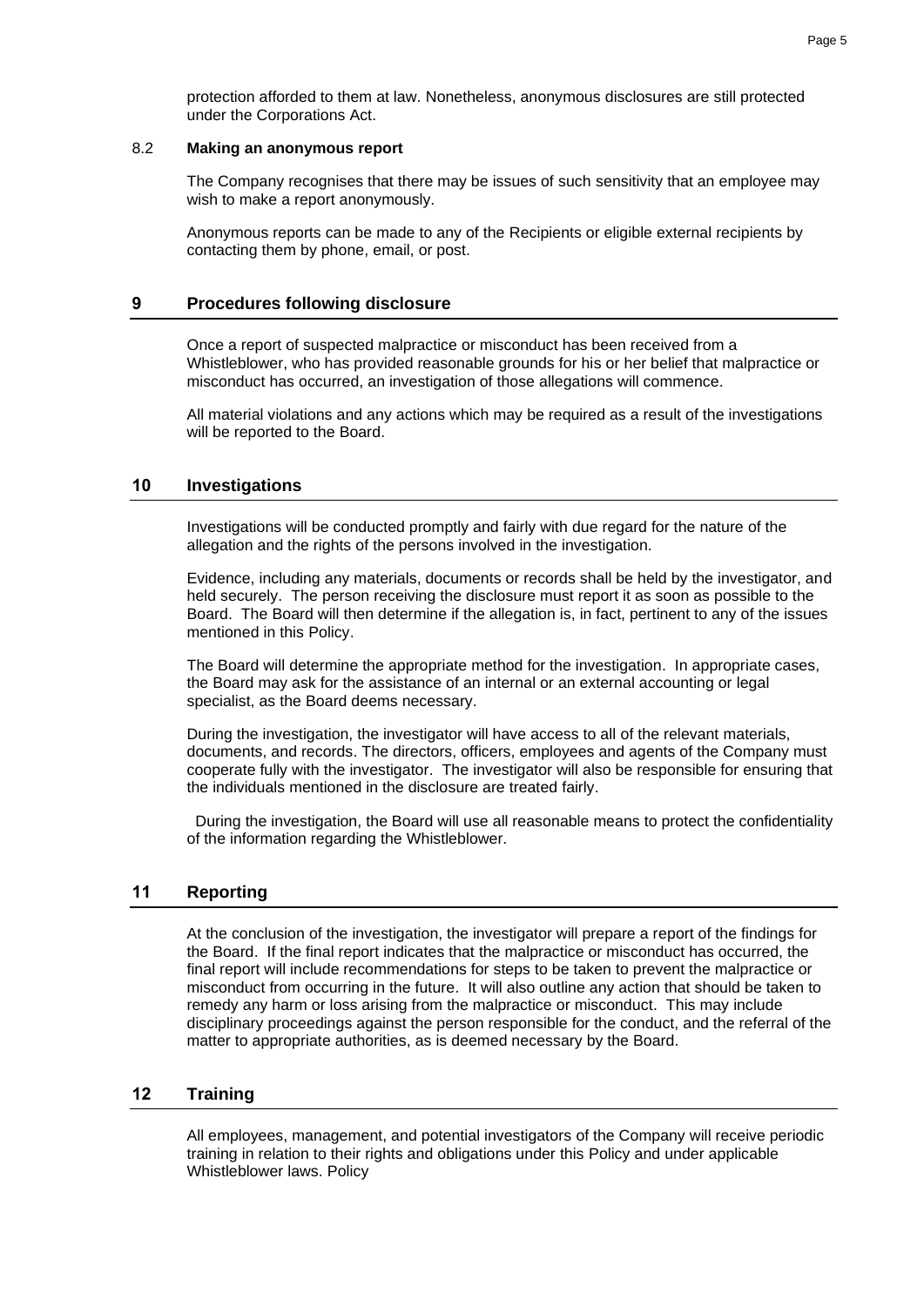protection afforded to them at law. Nonetheless, anonymous disclosures are still protected under the Corporations Act.

### 8.2 Making an anonymous report

The Company recognises that there may be issues of such sensitivity that an employee may wish to make a report anonymously.

Anonymous reports can be made to any of the Recipients or eligible external recipients by contacting them by phone, email, or post.

## 9 Procedures following disclosure

Once a report of suspected malpractice or misconduct has been received from a Whistleblower, who has provided reasonable grounds for his or her belief that malpractice or misconduct has occurred, an investigation of those allegations will commence.

All material violations and any actions which may be required as a result of the investigations will be reported to the Board.

## 10 Investigations

Investigations will be conducted promptly and fairly with due regard for the nature of the allegation and the rights of the persons involved in the investigation.

Evidence, including any materials, documents or records shall be held by the investigator, and held securely. The person receiving the disclosure must report it as soon as possible to the Board. The Board will then determine if the allegation is, in fact, pertinent to any of the issues mentioned in this Policy.

The Board will determine the appropriate method for the investigation. In appropriate cases, the Board may ask for the assistance of an internal or an external accounting or legal specialist, as the Board deems necessary.

During the investigation, the investigator will have access to all of the relevant materials, documents, and records. The directors, officers, employees and agents of the Company must cooperate fully with the investigator. The investigator will also be responsible for ensuring that the individuals mentioned in the disclosure are treated fairly.

During the investigation, the Board will use all reasonable means to protect the confidentiality of the information regarding the Whistleblower.

## 11 Reporting

At the conclusion of the investigation, the investigator will prepare a report of the findings for the Board. If the final report indicates that the malpractice or misconduct has occurred, the final report will include recommendations for steps to be taken to prevent the malpractice or misconduct from occurring in the future. It will also outline any action that should be taken to remedy any harm or loss arising from the malpractice or misconduct. This may include disciplinary proceedings against the person responsible for the conduct, and the referral of the matter to appropriate authorities, as is deemed necessary by the Board.

## 12 Training

All employees, management, and potential investigators of the Company will receive periodic training in relation to their rights and obligations under this Policy and under applicable Whistleblower laws. Policy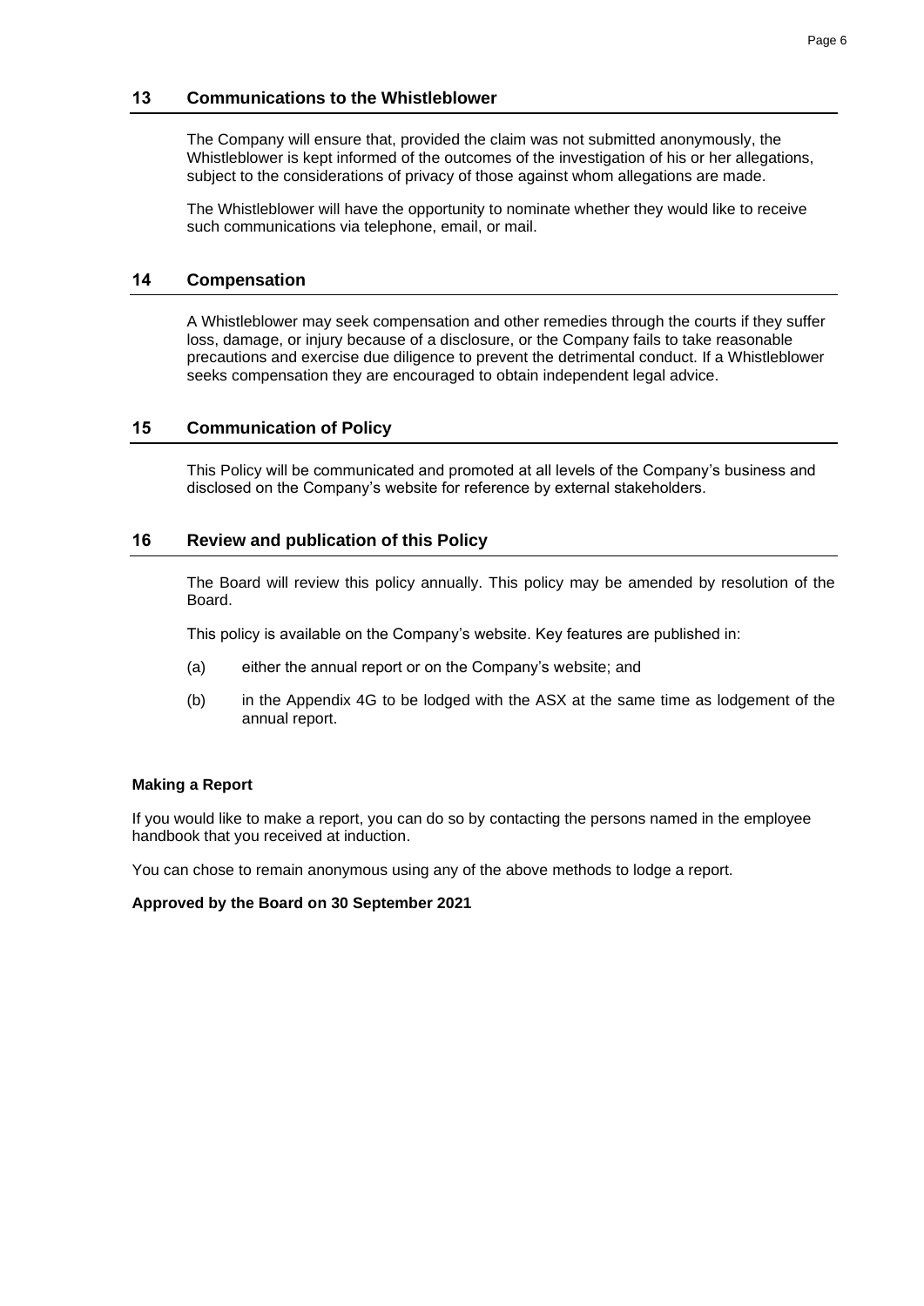## 13 Communications to the Whistleblower

The Company will ensure that, provided the claim was not submitted anonymously, the Whistleblower is kept informed of the outcomes of the investigation of his or her allegations, subject to the considerations of privacy of those against whom allegations are made.

The Whistleblower will have the opportunity to nominate whether they would like to receive such communications via telephone, email, or mail.

## 14 Compensation

A Whistleblower may seek compensation and other remedies through the courts if they suffer loss, damage, or injury because of a disclosure, or the Company fails to take reasonable precautions and exercise due diligence to prevent the detrimental conduct. If a Whistleblower seeks compensation they are encouraged to obtain independent legal advice.

## 15 Communication of Policy

This Policy will be communicated and promoted at all levels of the Company's business and disclosed on the Company's website for reference by external stakeholders.

## 16 Review and publication of this Policy

The Board will review this policy annually. This policy may be amended by resolution of the Board.

This policy is available on the Company's website. Key features are published in:

(a) either the annual report or on the Company's website; and

(b) in the Appendix 4G to be lodged with the ASX at the same time as lodgement of the annual report.

**Making a Report**

If you would like to make a report, you can do so by contacting the persons named in the employee handbook that you received at induction.

You can chose to remain anonymous using any of the above methods to lodge a report.

**Approved by the Board on 30 September 2021**